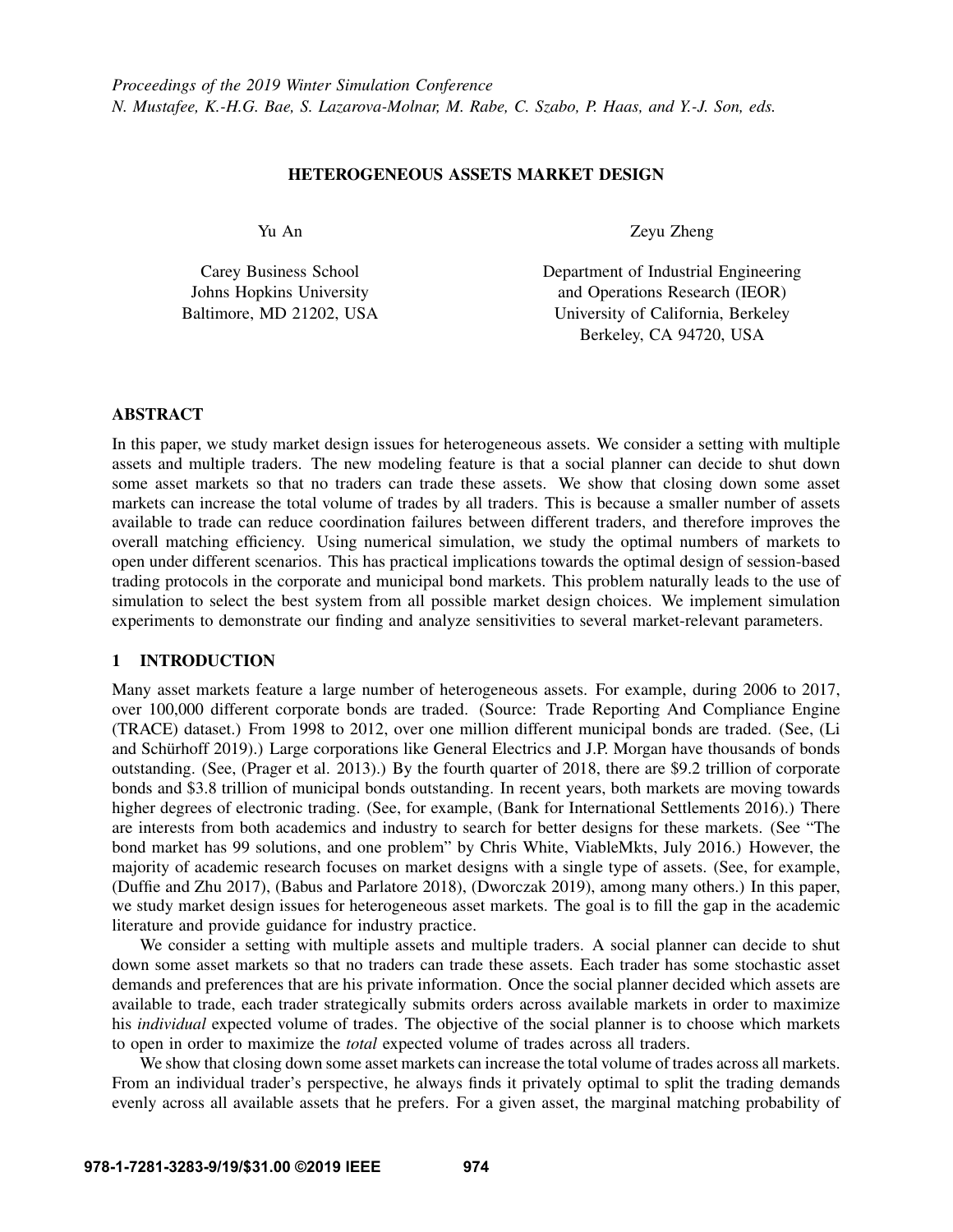*Proceedings of the 2019 Winter Simulation Conference*
*N. Mustafee, K.-H.G. Bae, S. Lazarova-Molnar, M. Rabe, C. Szabo, P. Haas, and Y.-J. Son, eds.*

# HETEROGENEOUS ASSETS MARKET DESIGN

Yu An

Carey Business School
Johns Hopkins University
Baltimore, MD 21202, USA

Zeyu Zheng

Department of Industrial Engineering
and Operations Research (IEOR)
University of California, Berkeley
Berkeley, CA 94720, USA

## ABSTRACT

In this paper, we study market design issues for heterogeneous assets. We consider a setting with multiple assets and multiple traders. The new modeling feature is that a social planner can decide to shut down some asset markets so that no traders can trade these assets. We show that closing down some asset markets can increase the total volume of trades by all traders. This is because a smaller number of assets available to trade can reduce coordination failures between different traders, and therefore improves the overall matching efficiency. Using numerical simulation, we study the optimal numbers of markets to open under different scenarios. This has practical implications towards the optimal design of session-based trading protocols in the corporate and municipal bond markets. This problem naturally leads to the use of simulation to select the best system from all possible market design choices. We implement simulation experiments to demonstrate our finding and analyze sensitivities to several market-relevant parameters.

## 1 INTRODUCTION

Many asset markets feature a large number of heterogeneous assets. For example, during 2006 to 2017, over 100,000 different corporate bonds are traded. (Source: Trade Reporting And Compliance Engine (TRACE) dataset.) From 1998 to 2012, over one million different municipal bonds are traded. (See, (Li and Schürhoff 2019).) Large corporations like General Electrics and J.P. Morgan have thousands of bonds outstanding. (See, (Prager et al. 2013).) By the fourth quarter of 2018, there are $9.2 trillion of corporate bonds and $3.8 trillion of municipal bonds outstanding. In recent years, both markets are moving towards higher degrees of electronic trading. (See, for example, (Bank for International Settlements 2016).) There are interests from both academics and industry to search for better designs for these markets. (See "The bond market has 99 solutions, and one problem" by Chris White, ViableMkts, July 2016.) However, the majority of academic research focuses on market designs with a single type of assets. (See, for example, (Duffie and Zhu 2017), (Babus and Parlatore 2018), (Dworczak 2019), among many others.) In this paper, we study market design issues for heterogeneous asset markets. The goal is to fill the gap in the academic literature and provide guidance for industry practice.

We consider a setting with multiple assets and multiple traders. A social planner can decide to shut down some asset markets so that no traders can trade these assets. Each trader has some stochastic asset demands and preferences that are his private information. Once the social planner decided which assets are available to trade, each trader strategically submits orders across available markets in order to maximize his *individual* expected volume of trades. The objective of the social planner is to choose which markets to open in order to maximize the *total* expected volume of trades across all traders.

We show that closing down some asset markets can increase the total volume of trades across all markets. From an individual trader's perspective, he always finds it privately optimal to split the trading demands evenly across all available assets that he prefers. For a given asset, the marginal matching probability of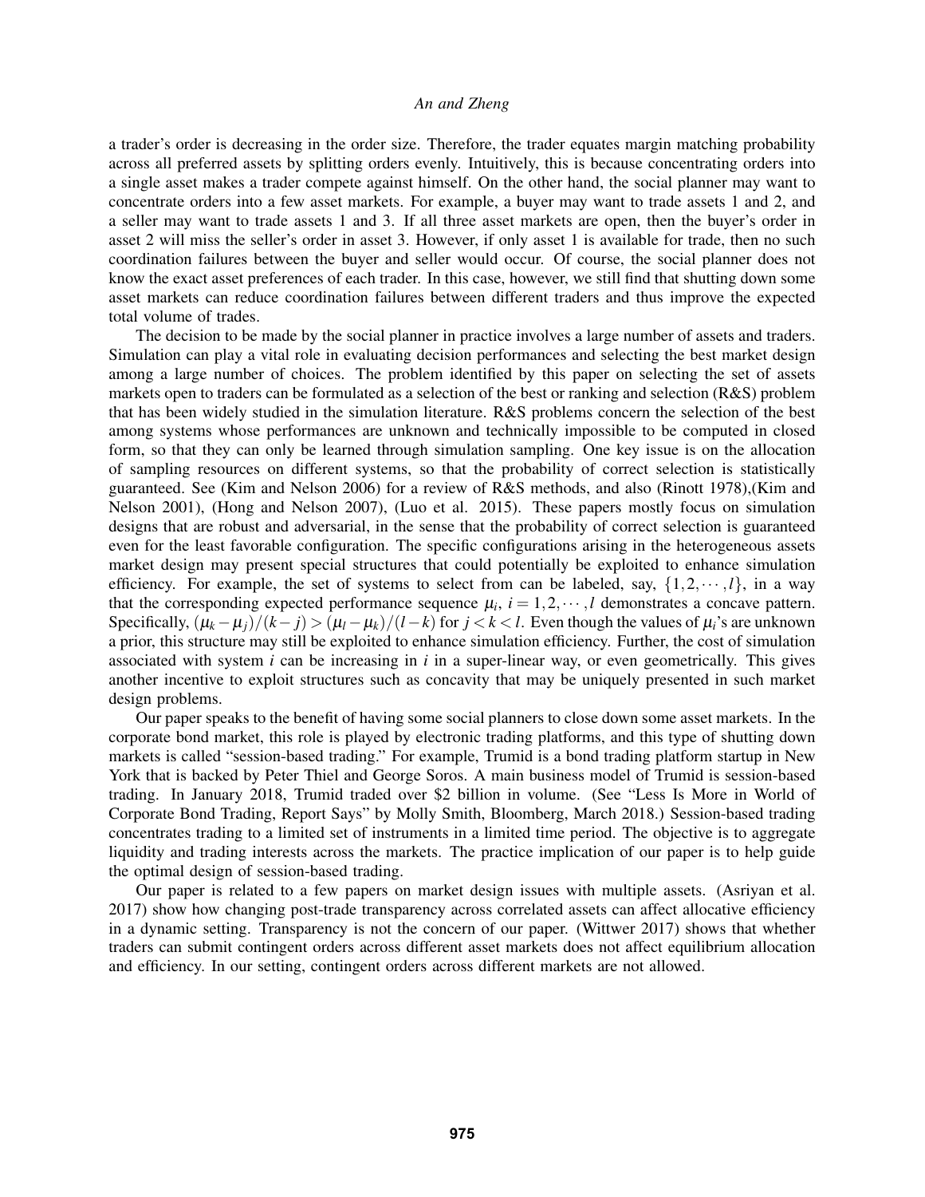a trader's order is decreasing in the order size. Therefore, the trader equates margin matching probability across all preferred assets by splitting orders evenly. Intuitively, this is because concentrating orders into a single asset makes a trader compete against himself. On the other hand, the social planner may want to concentrate orders into a few asset markets. For example, a buyer may want to trade assets 1 and 2, and a seller may want to trade assets 1 and 3. If all three asset markets are open, then the buyer's order in asset 2 will miss the seller's order in asset 3. However, if only asset 1 is available for trade, then no such coordination failures between the buyer and seller would occur. Of course, the social planner does not know the exact asset preferences of each trader. In this case, however, we still find that shutting down some asset markets can reduce coordination failures between different traders and thus improve the expected total volume of trades.

The decision to be made by the social planner in practice involves a large number of assets and traders. Simulation can play a vital role in evaluating decision performances and selecting the best market design among a large number of choices. The problem identified by this paper on selecting the set of assets markets open to traders can be formulated as a selection of the best or ranking and selection (R&S) problem that has been widely studied in the simulation literature. R&S problems concern the selection of the best among systems whose performances are unknown and technically impossible to be computed in closed form, so that they can only be learned through simulation sampling. One key issue is on the allocation of sampling resources on different systems, so that the probability of correct selection is statistically guaranteed. See (Kim and Nelson 2006) for a review of R&S methods, and also (Rinott 1978),(Kim and Nelson 2001), (Hong and Nelson 2007), (Luo et al. 2015). These papers mostly focus on simulation designs that are robust and adversarial, in the sense that the probability of correct selection is guaranteed even for the least favorable configuration. The specific configurations arising in the heterogeneous assets market design may present special structures that could potentially be exploited to enhance simulation efficiency. For example, the set of systems to select from can be labeled, say, $\{1, 2, \cdots, l\}$, in a way that the corresponding expected performance sequence $\mu_i$, $i = 1, 2, \cdots, l$ demonstrates a concave pattern. Specifically, $(\mu_k - \mu_j)/(k - j) > (\mu_l - \mu_k)/(l - k)$ for $j < k < l$. Even though the values of $\mu_i$'s are unknown a prior, this structure may still be exploited to enhance simulation efficiency. Further, the cost of simulation associated with system $i$ can be increasing in $i$ in a super-linear way, or even geometrically. This gives another incentive to exploit structures such as concavity that may be uniquely presented in such market design problems.

Our paper speaks to the benefit of having some social planners to close down some asset markets. In the corporate bond market, this role is played by electronic trading platforms, and this type of shutting down markets is called "session-based trading." For example, Trumid is a bond trading platform startup in New York that is backed by Peter Thiel and George Soros. A main business model of Trumid is session-based trading. In January 2018, Trumid traded over \$2 billion in volume. (See "Less Is More in World of Corporate Bond Trading, Report Says" by Molly Smith, Bloomberg, March 2018.) Session-based trading concentrates trading to a limited set of instruments in a limited time period. The objective is to aggregate liquidity and trading interests across the markets. The practice implication of our paper is to help guide the optimal design of session-based trading.

Our paper is related to a few papers on market design issues with multiple assets. (Asriyan et al. 2017) show how changing post-trade transparency across correlated assets can affect allocative efficiency in a dynamic setting. Transparency is not the concern of our paper. (Wittwer 2017) shows that whether traders can submit contingent orders across different asset markets does not affect equilibrium allocation and efficiency. In our setting, contingent orders across different markets are not allowed.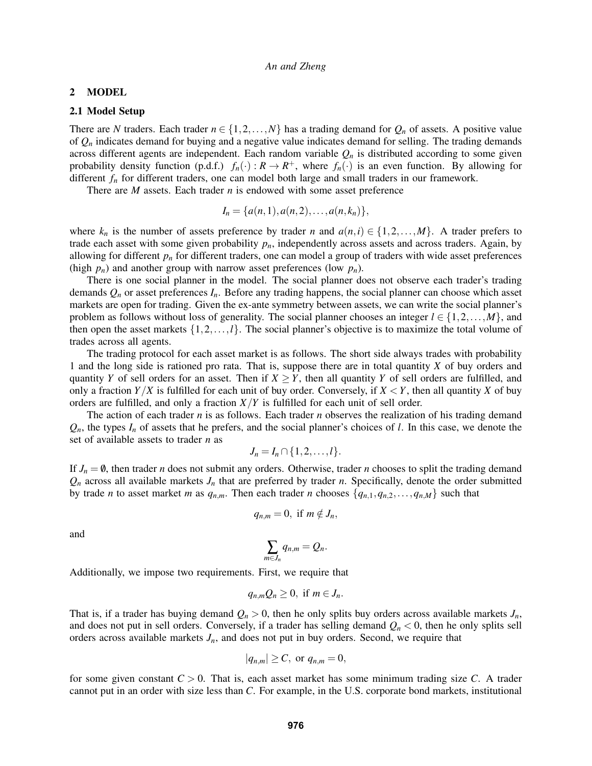## 2 MODEL

### 2.1 Model Setup

There are $N$ traders. Each trader $n \in \{1,2,\ldots,N\}$ has a trading demand for $Q_n$ of assets. A positive value of $Q_n$ indicates demand for buying and a negative value indicates demand for selling. The trading demands across different agents are independent. Each random variable $Q_n$ is distributed according to some given probability density function (p.d.f.) $f_n(\cdot) : R \to R^+$, where $f_n(\cdot)$ is an even function. By allowing for different $f_n$ for different traders, one can model both large and small traders in our framework.

There are $M$ assets. Each trader $n$ is endowed with some asset preference

$$I_n = \{a(n,1), a(n,2), \ldots, a(n,k_n)\},$$

where $k_n$ is the number of assets preference by trader $n$ and $a(n,i) \in \{1,2,\ldots,M\}$. A trader prefers to trade each asset with some given probability $p_n$, independently across assets and across traders. Again, by allowing for different $p_n$ for different traders, one can model a group of traders with wide asset preferences (high $p_n$) and another group with narrow asset preferences (low $p_n$).

There is one social planner in the model. The social planner does not observe each trader's trading demands $Q_n$ or asset preferences $I_n$. Before any trading happens, the social planner can choose which asset markets are open for trading. Given the ex-ante symmetry between assets, we can write the social planner's problem as follows without loss of generality. The social planner chooses an integer $l \in \{1,2,\ldots,M\}$, and then open the asset markets $\{1,2,\ldots,l\}$. The social planner's objective is to maximize the total volume of trades across all agents.

The trading protocol for each asset market is as follows. The short side always trades with probability 1 and the long side is rationed pro rata. That is, suppose there are in total quantity $X$ of buy orders and quantity $Y$ of sell orders for an asset. Then if $X \geq Y$, then all quantity $Y$ of sell orders are fulfilled, and only a fraction $Y/X$ is fulfilled for each unit of buy order. Conversely, if $X < Y$, then all quantity $X$ of buy orders are fulfilled, and only a fraction $X/Y$ is fulfilled for each unit of sell order.

The action of each trader $n$ is as follows. Each trader $n$ observes the realization of his trading demand $Q_n$, the types $I_n$ of assets that he prefers, and the social planner's choices of $l$. In this case, we denote the set of available assets to trader $n$ as

$$J_n = I_n \cap \{1,2,\ldots,l\}.$$

If $J_n = \emptyset$, then trader $n$ does not submit any orders. Otherwise, trader $n$ chooses to split the trading demand $Q_n$ across all available markets $J_n$ that are preferred by trader $n$. Specifically, denote the order submitted by trade $n$ to asset market $m$ as $q_{n,m}$. Then each trader $n$ chooses $\{q_{n,1}, q_{n,2}, \ldots, q_{n,M}\}$ such that

$$q_{n,m} = 0, \text{ if } m \notin J_n,$$

and

$$\sum_{m \in J_n} q_{n,m} = Q_n.$$

Additionally, we impose two requirements. First, we require that

$$q_{n,m} Q_n \geq 0, \text{ if } m \in J_n.$$

That is, if a trader has buying demand $Q_n > 0$, then he only splits buy orders across available markets $J_n$, and does not put in sell orders. Conversely, if a trader has selling demand $Q_n < 0$, then he only splits sell orders across available markets $J_n$, and does not put in buy orders. Second, we require that

$$|q_{n,m}| \geq C, \text{ or } q_{n,m} = 0,$$

for some given constant $C > 0$. That is, each asset market has some minimum trading size $C$. A trader cannot put in an order with size less than $C$. For example, in the U.S. corporate bond markets, institutional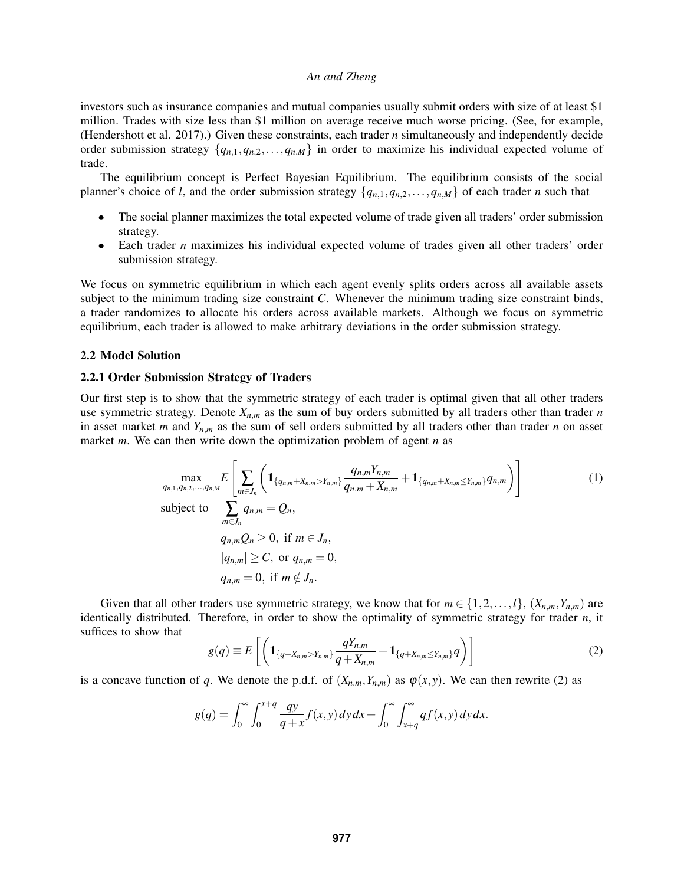investors such as insurance companies and mutual companies usually submit orders with size of at least \$1 million. Trades with size less than \$1 million on average receive much worse pricing. (See, for example, (Hendershott et al. 2017).) Given these constraints, each trader $n$ simultaneously and independently decide order submission strategy $\{q_{n,1}, q_{n,2}, \ldots, q_{n,M}\}$ in order to maximize his individual expected volume of trade.

The equilibrium concept is Perfect Bayesian Equilibrium. The equilibrium consists of the social planner's choice of $l$, and the order submission strategy $\{q_{n,1}, q_{n,2}, \ldots, q_{n,M}\}$ of each trader $n$ such that

- The social planner maximizes the total expected volume of trade given all traders' order submission strategy.
- Each trader $n$ maximizes his individual expected volume of trades given all other traders' order submission strategy.

We focus on symmetric equilibrium in which each agent evenly splits orders across all available assets subject to the minimum trading size constraint $C$. Whenever the minimum trading size constraint binds, a trader randomizes to allocate his orders across available markets. Although we focus on symmetric equilibrium, each trader is allowed to make arbitrary deviations in the order submission strategy.

### 2.2 Model Solution

#### 2.2.1 Order Submission Strategy of Traders

Our first step is to show that the symmetric strategy of each trader is optimal given that all other traders use symmetric strategy. Denote $X_{n,m}$ as the sum of buy orders submitted by all traders other than trader $n$ in asset market $m$ and $Y_{n,m}$ as the sum of sell orders submitted by all traders other than trader $n$ on asset market $m$. We can then write down the optimization problem of agent $n$ as

$$\begin{aligned}
\max_{q_{n,1}, q_{n,2}, \ldots, q_{n,M}} \; & E\left[\sum_{m \in J_n} \left( \mathbf{1}_{\{q_{n,m}+X_{n,m} > Y_{n,m}\}} \frac{q_{n,m} Y_{n,m}}{q_{n,m}+X_{n,m}} + \mathbf{1}_{\{q_{n,m}+X_{n,m} \leq Y_{n,m}\}} q_{n,m} \right)\right] \\
\text{subject to} \quad & \sum_{m \in J_n} q_{n,m} = Q_n, \\
& q_{n,m} Q_n \geq 0, \text{ if } m \in J_n, \\
& |q_{n,m}| \geq C, \text{ or } q_{n,m} = 0, \\
& q_{n,m} = 0, \text{ if } m \notin J_n.
\end{aligned} \tag{1}$$

Given that all other traders use symmetric strategy, we know that for $m \in \{1, 2, \ldots, l\}$, $(X_{n,m}, Y_{n,m})$ are identically distributed. Therefore, in order to show the optimality of symmetric strategy for trader $n$, it suffices to show that

$$g(q) \equiv E\left[\left( \mathbf{1}_{\{q+X_{n,m} > Y_{n,m}\}} \frac{q Y_{n,m}}{q+X_{n,m}} + \mathbf{1}_{\{q+X_{n,m} \leq Y_{n,m}\}} q \right)\right] \tag{2}$$

is a concave function of $q$. We denote the p.d.f. of $(X_{n,m}, Y_{n,m})$ as $\varphi(x,y)$. We can then rewrite (2) as

$$g(q) = \int_0^{\infty} \int_0^{x+q} \frac{qy}{q+x} f(x,y)\, dy\, dx + \int_0^{\infty} \int_{x+q}^{\infty} q f(x,y)\, dy\, dx.$$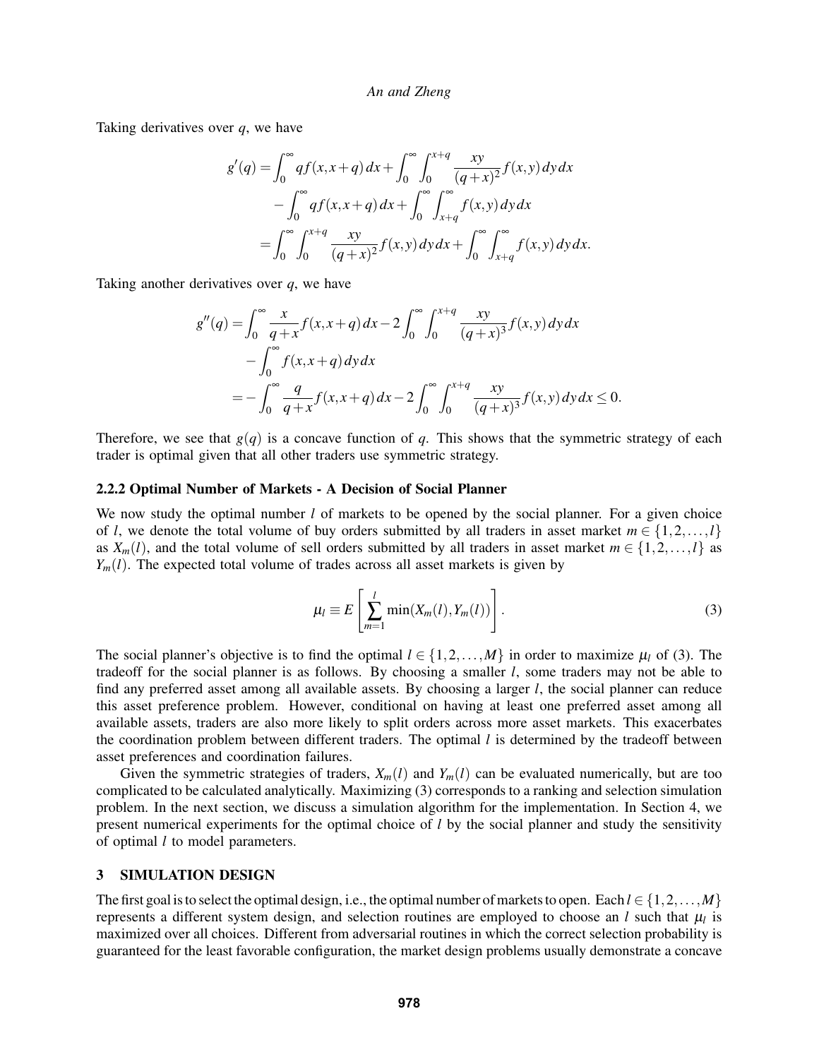Taking derivatives over $q$, we have

$$
\begin{aligned}
g'(q) = & \int_0^\infty q f(x, x+q)\, dx + \int_0^\infty \int_0^{x+q} \frac{xy}{(q+x)^2} f(x,y)\, dy\, dx \\
& - \int_0^\infty q f(x, x+q)\, dx + \int_0^\infty \int_{x+q}^\infty f(x,y)\, dy\, dx \\
= & \int_0^\infty \int_0^{x+q} \frac{xy}{(q+x)^2} f(x,y)\, dy\, dx + \int_0^\infty \int_{x+q}^\infty f(x,y)\, dy\, dx.
\end{aligned}
$$

Taking another derivatives over $q$, we have

$$
\begin{aligned}
g''(q) = & \int_0^\infty \frac{x}{q+x} f(x, x+q)\, dx - 2\int_0^\infty \int_0^{x+q} \frac{xy}{(q+x)^3} f(x,y)\, dy\, dx \\
& - \int_0^\infty f(x, x+q)\, dy\, dx \\
= & -\int_0^\infty \frac{q}{q+x} f(x, x+q)\, dx - 2\int_0^\infty \int_0^{x+q} \frac{xy}{(q+x)^3} f(x,y)\, dy\, dx \leq 0.
\end{aligned}
$$

Therefore, we see that $g(q)$ is a concave function of $q$. This shows that the symmetric strategy of each trader is optimal given that all other traders use symmetric strategy.

### 2.2.2 Optimal Number of Markets - A Decision of Social Planner

We now study the optimal number $l$ of markets to be opened by the social planner. For a given choice of $l$, we denote the total volume of buy orders submitted by all traders in asset market $m \in \{1, 2, \ldots, l\}$ as $X_m(l)$, and the total volume of sell orders submitted by all traders in asset market $m \in \{1, 2, \ldots, l\}$ as $Y_m(l)$. The expected total volume of trades across all asset markets is given by

$$
\mu_l \equiv E\left[\sum_{m=1}^{l} \min(X_m(l), Y_m(l))\right]. \tag{3}
$$

The social planner's objective is to find the optimal $l \in \{1, 2, \ldots, M\}$ in order to maximize $\mu_l$ of (3). The tradeoff for the social planner is as follows. By choosing a smaller $l$, some traders may not be able to find any preferred asset among all available assets. By choosing a larger $l$, the social planner can reduce this asset preference problem. However, conditional on having at least one preferred asset among all available assets, traders are also more likely to split orders across more asset markets. This exacerbates the coordination problem between different traders. The optimal $l$ is determined by the tradeoff between asset preferences and coordination failures.

Given the symmetric strategies of traders, $X_m(l)$ and $Y_m(l)$ can be evaluated numerically, but are too complicated to be calculated analytically. Maximizing (3) corresponds to a ranking and selection simulation problem. In the next section, we discuss a simulation algorithm for the implementation. In Section 4, we present numerical experiments for the optimal choice of $l$ by the social planner and study the sensitivity of optimal $l$ to model parameters.

## 3 SIMULATION DESIGN

The first goal is to select the optimal design, i.e., the optimal number of markets to open. Each $l \in \{1, 2, \ldots, M\}$ represents a different system design, and selection routines are employed to choose an $l$ such that $\mu_l$ is maximized over all choices. Different from adversarial routines in which the correct selection probability is guaranteed for the least favorable configuration, the market design problems usually demonstrate a concave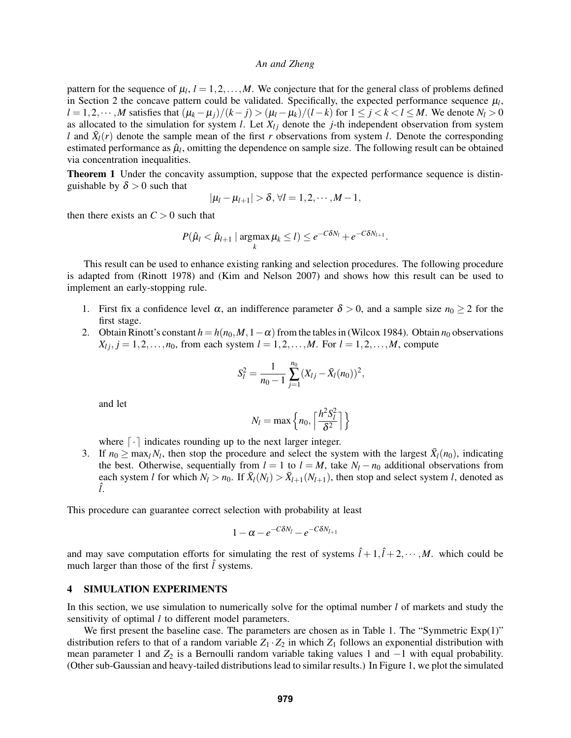pattern for the sequence of $\mu_l$, $l = 1, 2, \ldots, M$. We conjecture that for the general class of problems defined in Section 2 the concave pattern could be validated. Specifically, the expected performance sequence $\mu_l$, $l = 1, 2, \cdots, M$ satisfies that $(\mu_k - \mu_j)/(k - j) > (\mu_l - \mu_k)/(l - k)$ for $1 \leq j < k < l \leq M$. We denote $N_l > 0$ as allocated to the simulation for system $l$. Let $X_{lj}$ denote the $j$-th independent observation from system $l$ and $\bar{X}_l(r)$ denote the sample mean of the first $r$ observations from system $l$. Denote the corresponding estimated performance as $\hat{\mu}_l$, omitting the dependence on sample size. The following result can be obtained via concentration inequalities.

**Theorem 1** Under the concavity assumption, suppose that the expected performance sequence is distinguishable by $\delta > 0$ such that

$$|\mu_l - \mu_{l+1}| > \delta, \forall l = 1, 2, \cdots, M - 1,$$

then there exists an $C > 0$ such that

$$P(\hat{\mu}_l < \hat{\mu}_{l+1} \mid \operatorname*{argmax}_k \mu_k \leq l) \leq e^{-C\delta N_l} + e^{-C\delta N_{l+1}}.$$

This result can be used to enhance existing ranking and selection procedures. The following procedure is adapted from (Rinott 1978) and (Kim and Nelson 2007) and shows how this result can be used to implement an early-stopping rule.

1. First fix a confidence level $\alpha$, an indifference parameter $\delta > 0$, and a sample size $n_0 \geq 2$ for the first stage.
2. Obtain Rinott's constant $h = h(n_0, M, 1 - \alpha)$ from the tables in (Wilcox 1984). Obtain $n_0$ observations $X_{lj}$, $j = 1, 2, \ldots, n_0$, from each system $l = 1, 2, \ldots, M$. For $l = 1, 2, \ldots, M$, compute

   $$S_l^2 = \frac{1}{n_0 - 1} \sum_{j=1}^{n_0} (X_{lj} - \bar{X}_l(n_0))^2,$$

   and let

   $$N_l = \max\left\{n_0, \left\lceil \frac{h^2 S_l^2}{\delta^2} \right\rceil\right\}$$

   where $\lceil \cdot \rceil$ indicates rounding up to the next larger integer.
3. If $n_0 \geq \max_l N_l$, then stop the procedure and select the system with the largest $\bar{X}_l(n_0)$, indicating the best. Otherwise, sequentially from $l = 1$ to $l = M$, take $N_l - n_0$ additional observations from each system $l$ for which $N_l > n_0$. If $\bar{X}_l(N_l) > \bar{X}_{l+1}(N_{l+1})$, then stop and select system $l$, denoted as $\hat{l}$.

This procedure can guarantee correct selection with probability at least

$$1 - \alpha - e^{-C\delta N_{\hat{l}}} - e^{-C\delta N_{\hat{l}+1}}$$

and may save computation efforts for simulating the rest of systems $\hat{l} + 1, \hat{l} + 2, \cdots, M$. which could be much larger than those of the first $\hat{l}$ systems.

## 4 SIMULATION EXPERIMENTS

In this section, we use simulation to numerically solve for the optimal number $l$ of markets and study the sensitivity of optimal $l$ to different model parameters.

We first present the baseline case. The parameters are chosen as in Table 1. The "Symmetric Exp(1)" distribution refers to that of a random variable $Z_1 \cdot Z_2$ in which $Z_1$ follows an exponential distribution with mean parameter 1 and $Z_2$ is a Bernoulli random variable taking values 1 and $-1$ with equal probability. (Other sub-Gaussian and heavy-tailed distributions lead to similar results.) In Figure 1, we plot the simulated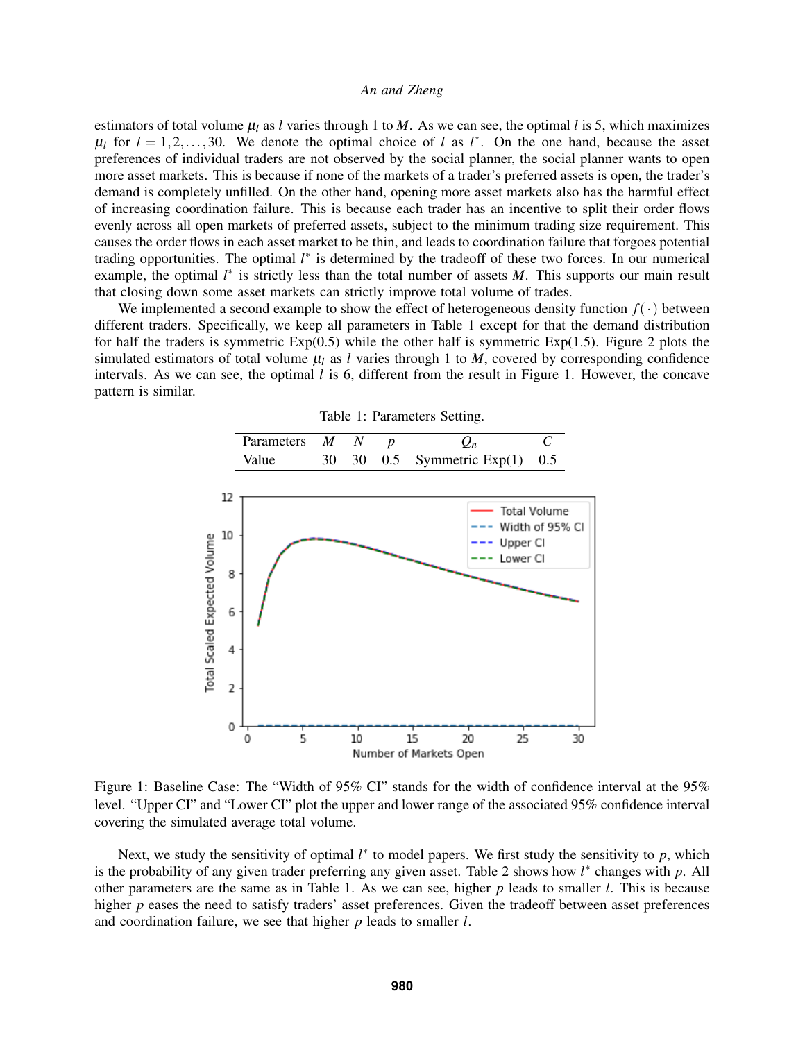estimators of total volume $\mu_l$ as $l$ varies through 1 to $M$. As we can see, the optimal $l$ is 5, which maximizes $\mu_l$ for $l = 1, 2, \ldots, 30$. We denote the optimal choice of $l$ as $l^*$. On the one hand, because the asset preferences of individual traders are not observed by the social planner, the social planner wants to open more asset markets. This is because if none of the markets of a trader's preferred assets is open, the trader's demand is completely unfilled. On the other hand, opening more asset markets also has the harmful effect of increasing coordination failure. This is because each trader has an incentive to split their order flows evenly across all open markets of preferred assets, subject to the minimum trading size requirement. This causes the order flows in each asset market to be thin, and leads to coordination failure that forgoes potential trading opportunities. The optimal $l^*$ is determined by the tradeoff of these two forces. In our numerical example, the optimal $l^*$ is strictly less than the total number of assets $M$. This supports our main result that closing down some asset markets can strictly improve total volume of trades.

We implemented a second example to show the effect of heterogeneous density function $f(\cdot)$ between different traders. Specifically, we keep all parameters in Table 1 except for that the demand distribution for half the traders is symmetric Exp(0.5) while the other half is symmetric Exp(1.5). Figure 2 plots the simulated estimators of total volume $\mu_l$ as $l$ varies through 1 to $M$, covered by corresponding confidence intervals. As we can see, the optimal $l$ is 6, different from the result in Figure 1. However, the concave pattern is similar.

Table 1: Parameters Setting.

| Parameters | $M$ | $N$ | $p$ | $Q_n$ | $C$ |
|---|---|---|---|---|---|
| Value | 30 | 30 | 0.5 | Symmetric Exp(1) | 0.5 |

Total Scaled Expected Volume
Number of Markets Open
Total Volume
Width of 95% CI
Upper CI
Lower CI
0 2 4 6 8 10 12
0 5 10 15 20 25 30

Figure 1: Baseline Case: The "Width of 95% CI" stands for the width of confidence interval at the 95% level. "Upper CI" and "Lower CI" plot the upper and lower range of the associated 95% confidence interval covering the simulated average total volume.

Next, we study the sensitivity of optimal $l^*$ to model papers. We first study the sensitivity to $p$, which is the probability of any given trader preferring any given asset. Table 2 shows how $l^*$ changes with $p$. All other parameters are the same as in Table 1. As we can see, higher $p$ leads to smaller $l$. This is because higher $p$ eases the need to satisfy traders' asset preferences. Given the tradeoff between asset preferences and coordination failure, we see that higher $p$ leads to smaller $l$.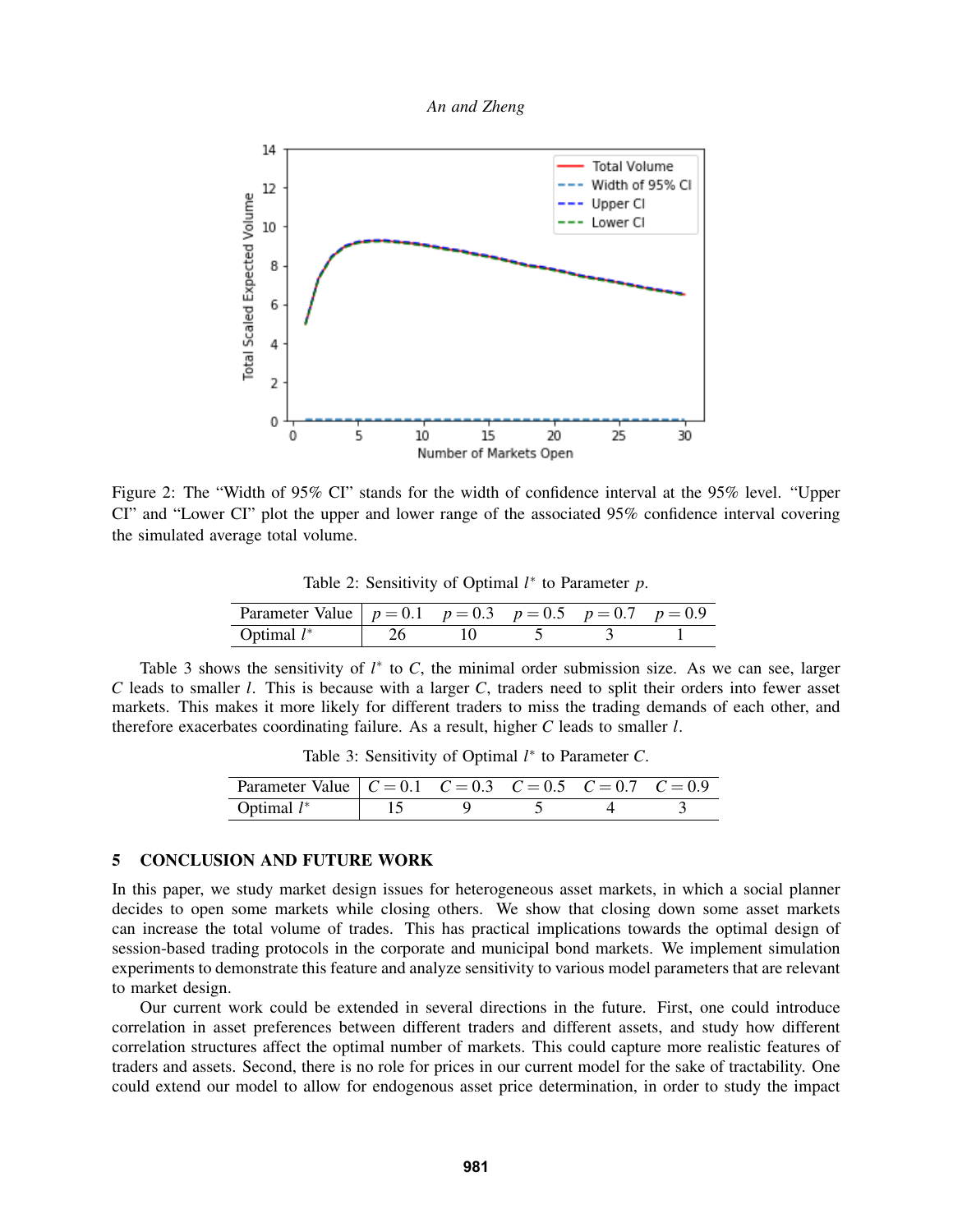Figure 2: The "Width of 95% CI" stands for the width of confidence interval at the 95% level. "Upper CI" and "Lower CI" plot the upper and lower range of the associated 95% confidence interval covering the simulated average total volume.

Table 2: Sensitivity of Optimal $l^*$ to Parameter $p$.

| Parameter Value | $p = 0.1$ | $p = 0.3$ | $p = 0.5$ | $p = 0.7$ | $p = 0.9$ |
|---|---|---|---|---|---|
| Optimal $l^*$ | 26 | 10 | 5 | 3 | 1 |

Table 3 shows the sensitivity of $l^*$ to $C$, the minimal order submission size. As we can see, larger $C$ leads to smaller $l$. This is because with a larger $C$, traders need to split their orders into fewer asset markets. This makes it more likely for different traders to miss the trading demands of each other, and therefore exacerbates coordinating failure. As a result, higher $C$ leads to smaller $l$.

Table 3: Sensitivity of Optimal $l^*$ to Parameter $C$.

| Parameter Value | $C = 0.1$ | $C = 0.3$ | $C = 0.5$ | $C = 0.7$ | $C = 0.9$ |
|---|---|---|---|---|---|
| Optimal $l^*$ | 15 | 9 | 5 | 4 | 3 |

## 5 CONCLUSION AND FUTURE WORK

In this paper, we study market design issues for heterogeneous asset markets, in which a social planner decides to open some markets while closing others. We show that closing down some asset markets can increase the total volume of trades. This has practical implications towards the optimal design of session-based trading protocols in the corporate and municipal bond markets. We implement simulation experiments to demonstrate this feature and analyze sensitivity to various model parameters that are relevant to market design.

Our current work could be extended in several directions in the future. First, one could introduce correlation in asset preferences between different traders and different assets, and study how different correlation structures affect the optimal number of markets. This could capture more realistic features of traders and assets. Second, there is no role for prices in our current model for the sake of tractability. One could extend our model to allow for endogenous asset price determination, in order to study the impact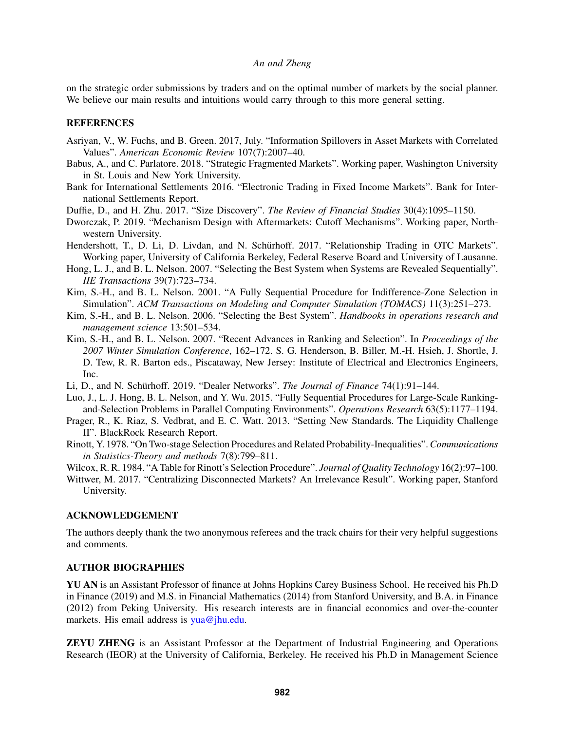on the strategic order submissions by traders and on the optimal number of markets by the social planner. We believe our main results and intuitions would carry through to this more general setting.

## REFERENCES

Asriyan, V., W. Fuchs, and B. Green. 2017, July. "Information Spillovers in Asset Markets with Correlated Values". *American Economic Review* 107(7):2007–40.

Babus, A., and C. Parlatore. 2018. "Strategic Fragmented Markets". Working paper, Washington University in St. Louis and New York University.

Bank for International Settlements 2016. "Electronic Trading in Fixed Income Markets". Bank for International Settlements Report.

Duffie, D., and H. Zhu. 2017. "Size Discovery". *The Review of Financial Studies* 30(4):1095–1150.

Dworczak, P. 2019. "Mechanism Design with Aftermarkets: Cutoff Mechanisms". Working paper, Northwestern University.

Hendershott, T., D. Li, D. Livdan, and N. Schürhoff. 2017. "Relationship Trading in OTC Markets". Working paper, University of California Berkeley, Federal Reserve Board and University of Lausanne.

Hong, L. J., and B. L. Nelson. 2007. "Selecting the Best System when Systems are Revealed Sequentially". *IIE Transactions* 39(7):723–734.

Kim, S.-H., and B. L. Nelson. 2001. "A Fully Sequential Procedure for Indifference-Zone Selection in Simulation". *ACM Transactions on Modeling and Computer Simulation (TOMACS)* 11(3):251–273.

Kim, S.-H., and B. L. Nelson. 2006. "Selecting the Best System". *Handbooks in operations research and management science* 13:501–534.

Kim, S.-H., and B. L. Nelson. 2007. "Recent Advances in Ranking and Selection". In *Proceedings of the 2007 Winter Simulation Conference*, 162–172. S. G. Henderson, B. Biller, M.-H. Hsieh, J. Shortle, J. D. Tew, R. R. Barton eds., Piscataway, New Jersey: Institute of Electrical and Electronics Engineers, Inc.

Li, D., and N. Schürhoff. 2019. "Dealer Networks". *The Journal of Finance* 74(1):91–144.

Luo, J., L. J. Hong, B. L. Nelson, and Y. Wu. 2015. "Fully Sequential Procedures for Large-Scale Ranking-and-Selection Problems in Parallel Computing Environments". *Operations Research* 63(5):1177–1194.

Prager, R., K. Riaz, S. Vedbrat, and E. C. Watt. 2013. "Setting New Standards. The Liquidity Challenge II". BlackRock Research Report.

Rinott, Y. 1978. "On Two-stage Selection Procedures and Related Probability-Inequalities". *Communications in Statistics-Theory and methods* 7(8):799–811.

Wilcox, R. R. 1984. "A Table for Rinott's Selection Procedure". *Journal of Quality Technology* 16(2):97–100.

Wittwer, M. 2017. "Centralizing Disconnected Markets? An Irrelevance Result". Working paper, Stanford University.

## ACKNOWLEDGEMENT

The authors deeply thank the two anonymous referees and the track chairs for their very helpful suggestions and comments.

## AUTHOR BIOGRAPHIES

**YU AN** is an Assistant Professor of finance at Johns Hopkins Carey Business School. He received his Ph.D in Finance (2019) and M.S. in Financial Mathematics (2014) from Stanford University, and B.A. in Finance (2012) from Peking University. His research interests are in financial economics and over-the-counter markets. His email address is yua@jhu.edu.

**ZEYU ZHENG** is an Assistant Professor at the Department of Industrial Engineering and Operations Research (IEOR) at the University of California, Berkeley. He received his Ph.D in Management Science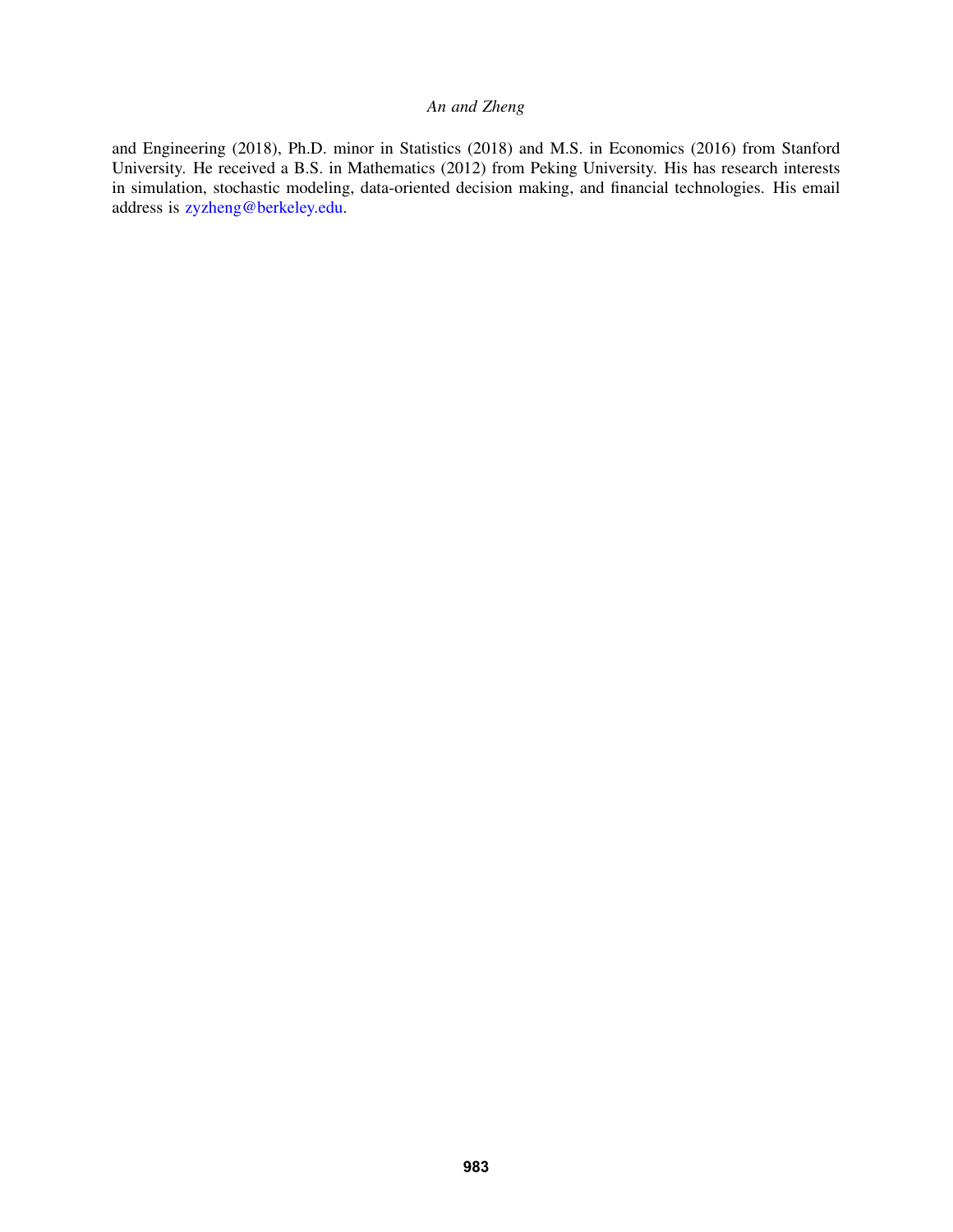and Engineering (2018), Ph.D. minor in Statistics (2018) and M.S. in Economics (2016) from Stanford University. He received a B.S. in Mathematics (2012) from Peking University. His has research interests in simulation, stochastic modeling, data-oriented decision making, and financial technologies. His email address is zyzheng@berkeley.edu.